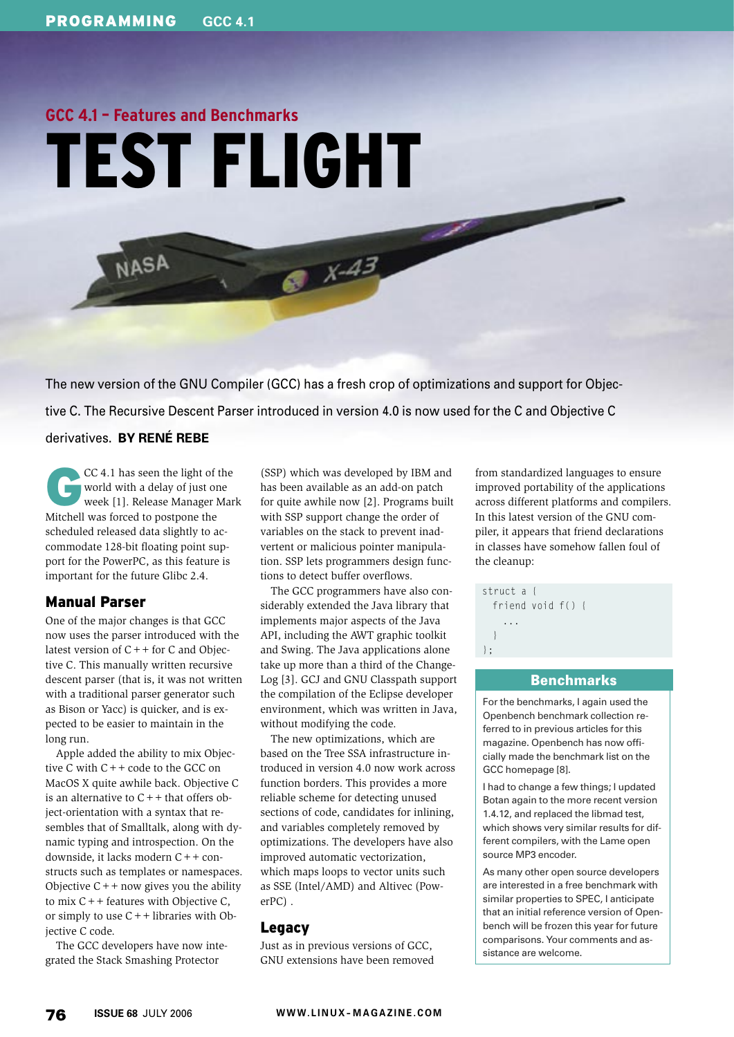## GCC 4.1 – Features and Benchmarks

# TEST FLIGHT

The new version of the GNU Compiler (GCC) has a fresh crop of optimizations and support for Objective C. The Recursive Descent Parser introduced in version 4.0 is now used for the C and Objective C derivatives. **BY RENÉ REBE**

GCC 4.1 has seen the light of the world with a delay of just one week [1]. Release Manager Mark Mitchell was forced to postpone the scheduled released data slightly to accommodate 128-bit floating point support for the PowerPC, as this feature is important for the future Glibc 2.4.

### Manual Parser

One of the major changes is that GCC now uses the parser introduced with the latest version of C++ for C and Objective C. This manually written recursive descent parser (that is, it was not written with a traditional parser generator such as Bison or Yacc) is quicker, and is expected to be easier to maintain in the long run.

Apple added the ability to mix Objective C with C++ code to the GCC on MacOS X quite awhile back. Objective C is an alternative to C++ that offers object-orientation with a syntax that resembles that of Smalltalk, along with dynamic typing and introspection. On the downside, it lacks modern C++ constructs such as templates or namespaces. Objective C++ now gives you the ability to mix C++ features with Objective C, or simply to use C++ libraries with Objective C code.

The GCC developers have now integrated the Stack Smashing Protector (SSP) which was developed by IBM and has been available as an add-on patch for quite awhile now [2]. Programs built with SSP support change the order of variables on the stack to prevent inadvertent or malicious pointer manipulation. SSP lets programmers design functions to detect buffer overflows.

The GCC programmers have also considerably extended the Java library that implements major aspects of the Java API, including the AWT graphic toolkit and Swing. The Java applications alone take up more than a third of the ChangeLog [3]. GCJ and GNU Classpath support the compilation of the Eclipse developer environment, which was written in Java, without modifying the code.

The new optimizations, which are based on the Tree SSA infrastructure introduced in version 4.0 now work across function borders. This provides a more reliable scheme for detecting unused sections of code, candidates for inlining, and variables completely removed by optimizations. The developers have also improved automatic vectorization, which maps loops to vector units such as SSE (Intel/AMD) and Altivec (PowerPC) .

### Legacy

Just as in previous versions of GCC, GNU extensions have been removed from standardized languages to ensure improved portability of the applications across different platforms and compilers. In this latest version of the GNU compiler, it appears that friend declarations in classes have somehow fallen foul of the cleanup:

```
struct a {
  friend void f() {
    ...
  }
};
```

### Benchmarks

For the benchmarks, I again used the Openbench benchmark collection referred to in previous articles for this magazine. Openbench has now officially made the benchmark list on the GCC homepage [8].

I had to change a few things; I updated Botan again to the more recent version 1.4.12, and replaced the libmad test, which shows very similar results for different compilers, with the Lame open source MP3 encoder.

As many other open source developers are interested in a free benchmark with similar properties to SPEC, I anticipate that an initial reference version of Openbench will be frozen this year for future comparisons. Your comments and assistance are welcome.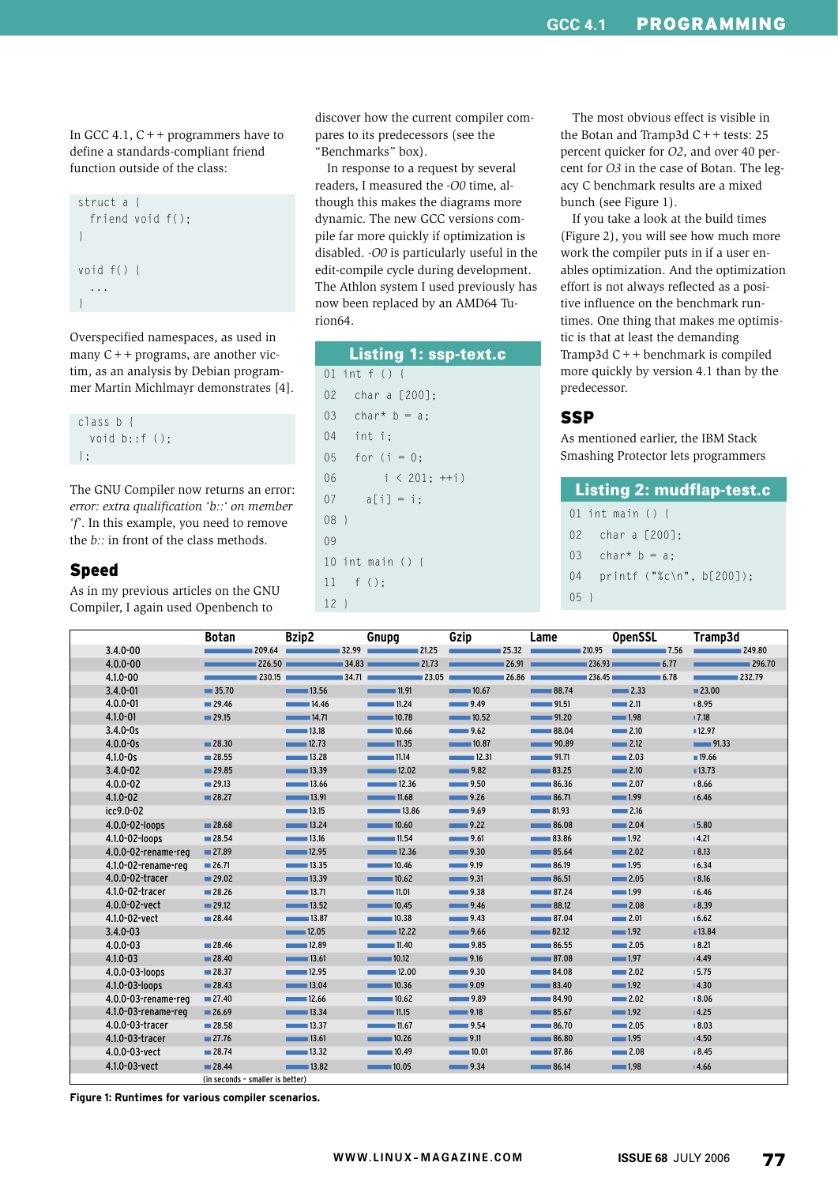In GCC 4.1, C++ programmers have to define a standards-compliant friend function outside of the class:

```
struct a {
  friend void f();
}

void f() {
  ...
}
```

Overspecified namespaces, as used in many C++ programs, are another victim, as an analysis by Debian programmer Martin Michlmayr demonstrates [4].

```
class b {
  void b::f ();
};
```

The GNU Compiler now returns an error: *error: extra qualification 'b::' on member 'f'*. In this example, you need to remove the *b::* in front of the class methods.

## Speed

As in my previous articles on the GNU Compiler, I again used Openbench to discover how the current compiler compares to its predecessors (see the "Benchmarks" box).

In response to a request by several readers, I measured the *-O0* time, although this makes the diagrams more dynamic. The new GCC versions compile far more quickly if optimization is disabled. *-O0* is particularly useful in the edit-compile cycle during development. The Athlon system I used previously has now been replaced by an AMD64 Turion64.

### Listing 1: ssp-text.c

```
01 int f () {
02   char a [200];
03   char* b = a;
04   int i;
05   for (i = 0;
06        i < 201; ++i)
07     a[i] = i;
08 }
09
10 int main () {
11   f ();
12 }
```

The most obvious effect is visible in the Botan and Tramp3d C++ tests: 25 percent quicker for *O2*, and over 40 percent for *O3* in the case of Botan. The legacy C benchmark results are a mixed bunch (see Figure 1).

If you take a look at the build times (Figure 2), you will see how much more work the compiler puts in if a user enables optimization. And the optimization effort is not always reflected as a positive influence on the benchmark runtimes. One thing that makes me optimistic is that at least the demanding Tramp3d C++ benchmark is compiled more quickly by version 4.1 than by the predecessor.

## SSP

As mentioned earlier, the IBM Stack Smashing Protector lets programmers

### Listing 2: mudflap-test.c

```
01 int main () {
02   char a [200];
03   char* b = a;
04   printf ("%c\n", b[200]);
05 }
```

| | Botan | Bzip2 | Gnupg | Gzip | Lame | OpenSSL | Tramp3d |
|---|---|---|---|---|---|---|---|
| 3.4.0-00 | 209.64 | 32.99 | 21.25 | 25.32 | 210.95 | 7.56 | 249.80 |
| 4.0.0-00 | 226.50 | 34.83 | 21.73 | 26.91 | 236.93 | 6.77 | 296.70 |
| 4.1.0-00 | 230.15 | 34.71 | 23.05 | 26.86 | 236.45 | 6.78 | 232.79 |
| 3.4.0-01 | 35.70 | 13.56 | 11.91 | 10.67 | 88.74 | 2.33 | 23.00 |
| 4.0.0-01 | 29.46 | 14.46 | 11.24 | 9.49 | 91.51 | 2.11 | 8.95 |
| 4.1.0-01 | 29.15 | 14.71 | 10.78 | 10.52 | 91.20 | 1.98 | 7.18 |
| 3.4.0-0s | | 13.18 | 10.66 | 9.62 | 88.04 | 2.10 | 12.97 |
| 4.0.0-0s | 28.30 | 12.73 | 11.35 | 10.87 | 90.89 | 2.12 | 91.33 |
| 4.1.0-0s | 28.55 | 13.28 | 11.14 | 12.31 | 91.71 | 2.03 | 19.66 |
| 3.4.0-02 | 29.85 | 13.39 | 12.02 | 9.82 | 83.25 | 2.10 | 13.73 |
| 4.0.0-02 | 29.13 | 13.66 | 12.36 | 9.50 | 86.36 | 2.07 | 8.66 |
| 4.1.0-02 | 28.27 | 13.91 | 11.68 | 9.26 | 86.71 | 1.99 | 6.46 |
| icc9.0-02 | | 13.15 | 13.86 | 9.69 | 81.93 | 2.16 | |
| 4.0.0-02-loops | 28.68 | 13.24 | 10.60 | 9.22 | 86.08 | 2.04 | 5.80 |
| 4.1.0-02-loops | 28.54 | 13.16 | 11.54 | 9.61 | 83.86 | 1.92 | 4.21 |
| 4.0.0-02-rename-reg | 27.89 | 12.95 | 12.36 | 9.30 | 85.64 | 2.02 | 8.13 |
| 4.1.0-02-rename-reg | 26.71 | 13.35 | 10.46 | 9.19 | 86.19 | 1.95 | 6.34 |
| 4.0.0-02-tracer | 29.02 | 13.39 | 10.62 | 9.31 | 86.51 | 2.05 | 8.16 |
| 4.1.0-02-tracer | 28.26 | 13.71 | 11.01 | 9.38 | 87.24 | 1.99 | 6.46 |
| 4.0.0-02-vect | 29.12 | 13.52 | 10.45 | 9.46 | 88.12 | 2.08 | 8.39 |
| 4.1.0-02-vect | 28.44 | 13.87 | 10.38 | 9.43 | 87.04 | 2.01 | 6.62 |
| 3.4.0-03 | | 12.05 | 12.22 | 9.66 | 82.12 | 1.92 | 13.84 |
| 4.0.0-03 | 28.46 | 12.89 | 11.40 | 9.85 | 86.55 | 2.05 | 8.21 |
| 4.1.0-03 | 28.40 | 13.61 | 10.12 | 9.16 | 87.08 | 1.97 | 4.49 |
| 4.0.0-03-loops | 28.37 | 12.95 | 12.00 | 9.30 | 84.08 | 2.02 | 5.75 |
| 4.1.0-03-loops | 28.43 | 13.04 | 10.36 | 9.09 | 83.40 | 1.92 | 4.30 |
| 4.0.0-03-rename-reg | 27.40 | 12.66 | 10.62 | 9.89 | 84.90 | 2.02 | 8.06 |
| 4.1.0-03-rename-reg | 26.69 | 13.34 | 11.15 | 9.18 | 85.67 | 1.92 | 4.25 |
| 4.0.0-03-tracer | 28.58 | 13.37 | 11.67 | 9.54 | 86.70 | 2.05 | 8.03 |
| 4.1.0-03-tracer | 27.76 | 13.61 | 10.26 | 9.11 | 86.80 | 1.95 | 4.50 |
| 4.0.0-03-vect | 28.74 | 13.32 | 10.49 | 10.01 | 87.86 | 2.08 | 8.45 |
| 4.1.0-03-vect | 28.44 | 13.82 | 10.05 | 9.34 | 86.14 | 1.98 | 4.66 |

(in seconds – smaller is better)

**Figure 1: Runtimes for various compiler scenarios.**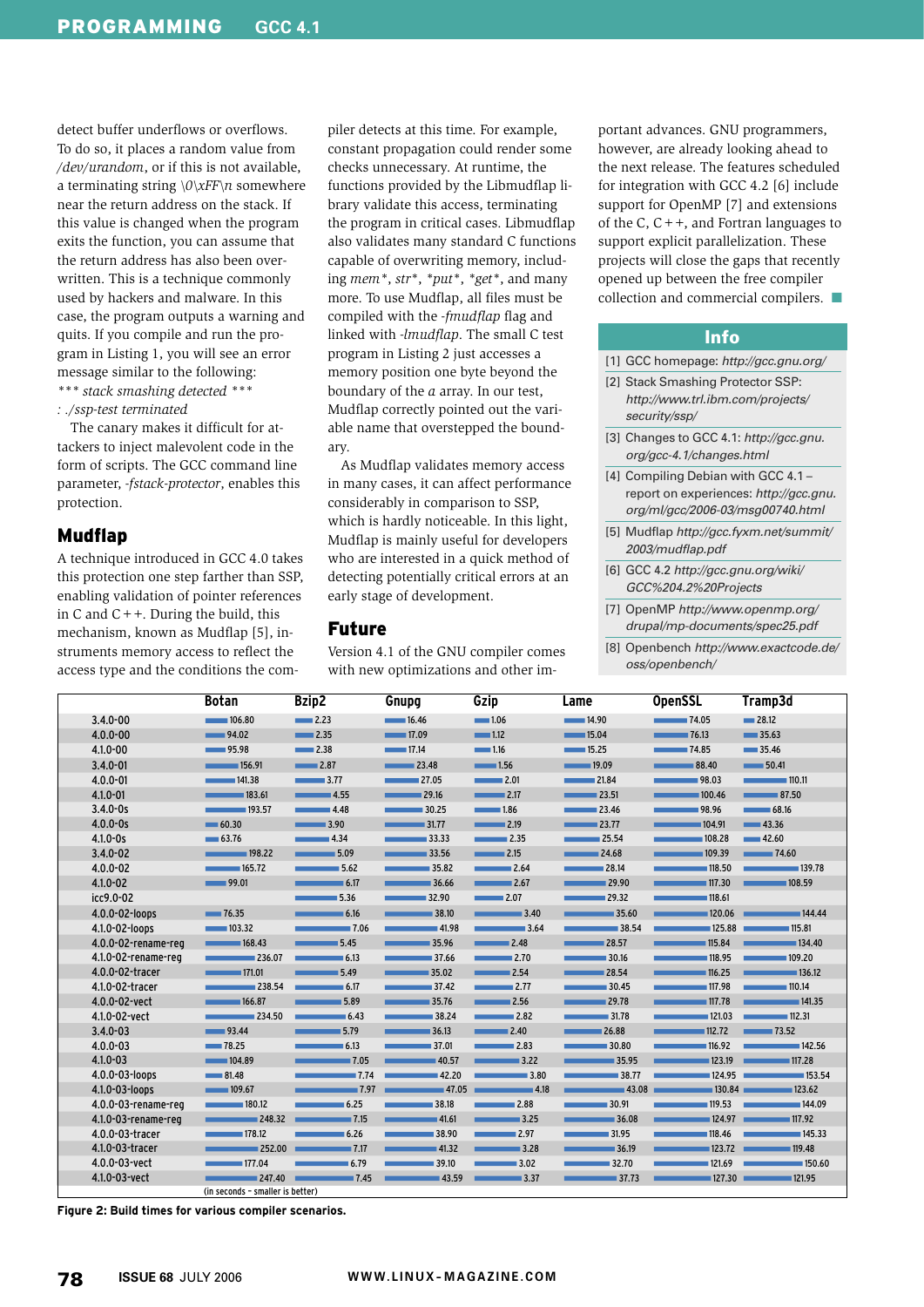detect buffer underflows or overflows. To do so, it places a random value from */dev/urandom*, or if this is not available, a terminating string *\0\xFF\n* somewhere near the return address on the stack. If this value is changed when the program exits the function, you can assume that the return address has also been overwritten. This is a technique commonly used by hackers and malware. In this case, the program outputs a warning and quits. If you compile and run the program in Listing 1, you will see an error message similar to the following:

*\*\*\* stack smashing detected \*\*\**
*: ./ssp-test terminated*

The canary makes it difficult for attackers to inject malevolent code in the form of scripts. The GCC command line parameter, *-fstack-protector*, enables this protection.

## Mudflap

A technique introduced in GCC 4.0 takes this protection one step farther than SSP, enabling validation of pointer references in C and C++. During the build, this mechanism, known as Mudflap [5], instruments memory access to reflect the access type and the conditions the compiler detects at this time. For example, constant propagation could render some checks unnecessary. At runtime, the functions provided by the Libmudflap library validate this access, terminating the program in critical cases. Libmudflap also validates many standard C functions capable of overwriting memory, including *mem\**, *str\**, *\*put\**, *\*get\**, and many more. To use Mudflap, all files must be compiled with the *-fmudflap* flag and linked with *-lmudflap*. The small C test program in Listing 2 just accesses a memory position one byte beyond the boundary of the *a* array. In our test, Mudflap correctly pointed out the variable name that overstepped the boundary.

As Mudflap validates memory access in many cases, it can affect performance considerably in comparison to SSP, which is hardly noticeable. In this light, Mudflap is mainly useful for developers who are interested in a quick method of detecting potentially critical errors at an early stage of development.

## Future

Version 4.1 of the GNU compiler comes with new optimizations and other important advances. GNU programmers, however, are already looking ahead to the next release. The features scheduled for integration with GCC 4.2 [6] include support for OpenMP [7] and extensions of the C, C++, and Fortran languages to support explicit parallelization. These projects will close the gaps that recently opened up between the free compiler collection and commercial compilers. ■

## Info

[1] GCC homepage: *http://gcc.gnu.org/*
[2] Stack Smashing Protector SSP: *http://www.trl.ibm.com/projects/security/ssp/*
[3] Changes to GCC 4.1: *http://gcc.gnu.org/gcc-4.1/changes.html*
[4] Compiling Debian with GCC 4.1 – report on experiences: *http://gcc.gnu.org/ml/gcc/2006-03/msg00740.html*
[5] Mudflap *http://gcc.fyxm.net/summit/2003/mudflap.pdf*
[6] GCC 4.2 *http://gcc.gnu.org/wiki/GCC%204.2%20Projects*
[7] OpenMP *http://www.openmp.org/drupal/mp-documents/spec25.pdf*
[8] Openbench *http://www.exactcode.de/oss/openbench/*

Botan Bzip2 Gnupg Gzip Lame OpenSSL Tramp3d
3.4.0-00 106.80 2.23 16.46 1.06 14.90 74.05 28.12
4.0.0-00 94.02 2.35 17.09 1.12 15.04 76.13 35.63
4.1.0-00 95.98 2.38 17.14 1.16 15.25 74.85 35.46
3.4.0-01 156.91 2.87 23.48 1.56 19.09 88.40 50.41
4.0.0-01 141.38 3.77 27.05 2.01 21.84 98.03 110.11
4.1.0-01 183.61 4.55 29.16 2.17 23.51 100.46 87.50
3.4.0-0s 193.57 4.48 30.25 1.86 23.46 98.96 68.16
4.0.0-0s 60.30 3.90 31.77 2.19 23.77 104.91 43.36
4.1.0-0s 63.76 4.34 33.33 2.35 25.54 108.28 42.60
3.4.0-02 198.22 5.09 33.56 2.15 24.68 109.39 74.60
4.0.0-02 165.72 5.62 35.82 2.64 28.14 118.50 139.78
4.1.0-02 99.01 6.17 36.66 2.67 29.90 117.30 108.59
icc9.0-02 5.36 32.90 2.07 29.32 118.61
4.0.0-02-loops 76.35 6.16 38.10 3.40 35.60 120.06 144.44
4.1.0-02-loops 103.32 7.06 41.98 3.64 38.54 125.88 115.81
4.0.0-02-rename-reg 168.43 5.45 35.96 2.48 28.57 115.84 134.40
4.1.0-02-rename-reg 236.07 6.13 37.66 2.70 30.16 118.95 109.20
4.0.0-02-tracer 171.01 5.49 35.02 2.54 28.54 116.25 136.12
4.1.0-02-tracer 238.54 6.17 37.42 2.77 30.45 117.98 110.14
4.0.0-02-vect 166.87 5.89 35.76 2.56 29.78 117.78 141.35
4.1.0-02-vect 234.50 6.43 38.24 2.82 31.78 121.03 112.31
3.4.0-03 93.44 5.79 36.13 2.40 26.88 112.72 73.52
4.0.0-03 78.25 6.13 37.01 2.83 30.80 116.92 142.56
4.1.0-03 104.89 7.05 40.57 3.22 35.95 123.19 117.28
4.0.0-03-loops 81.48 7.74 42.20 3.80 38.77 124.95 153.54
4.1.0-03-loops 109.67 7.97 47.05 4.18 43.08 130.84 123.62
4.0.0-03-rename-reg 180.12 6.25 38.18 2.88 30.91 119.53 144.09
4.1.0-03-rename-reg 248.32 7.15 41.61 3.25 36.08 124.97 117.92
4.0.0-03-tracer 178.12 6.26 38.90 2.97 31.95 118.46 145.33
4.1.0-03-tracer 252.00 7.17 41.32 3.28 36.19 123.72 119.48
4.0.0-03-vect 177.04 6.79 39.10 3.02 32.70 121.69 150.60
4.1.0-03-vect 247.40 7.45 43.59 3.37 37.73 127.30 121.95
(in seconds – smaller is better)

**Figure 2: Build times for various compiler scenarios.**